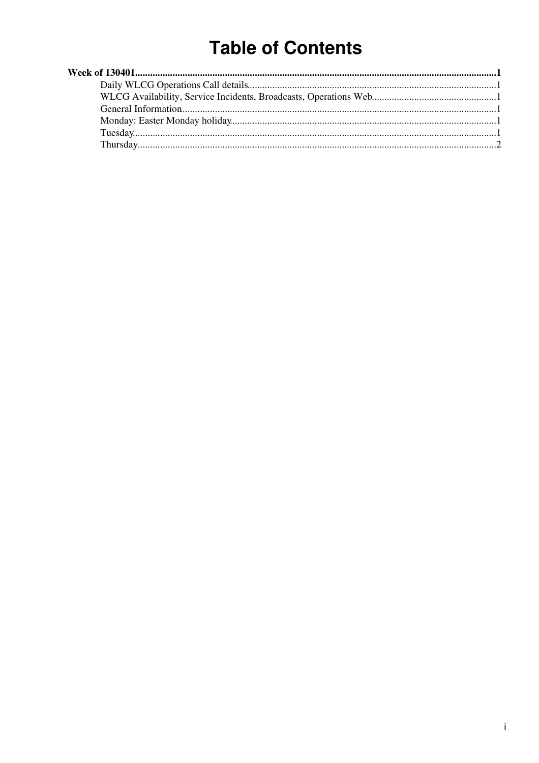# Table of Contents

**Week of 130401**......1

- Daily WLCG Operations Call details......1
- WLCG Availability, Service Incidents, Broadcasts, Operations Web......1
- General Information......1
- Monday: Easter Monday holiday......1
- Tuesday......1
- Thursday......2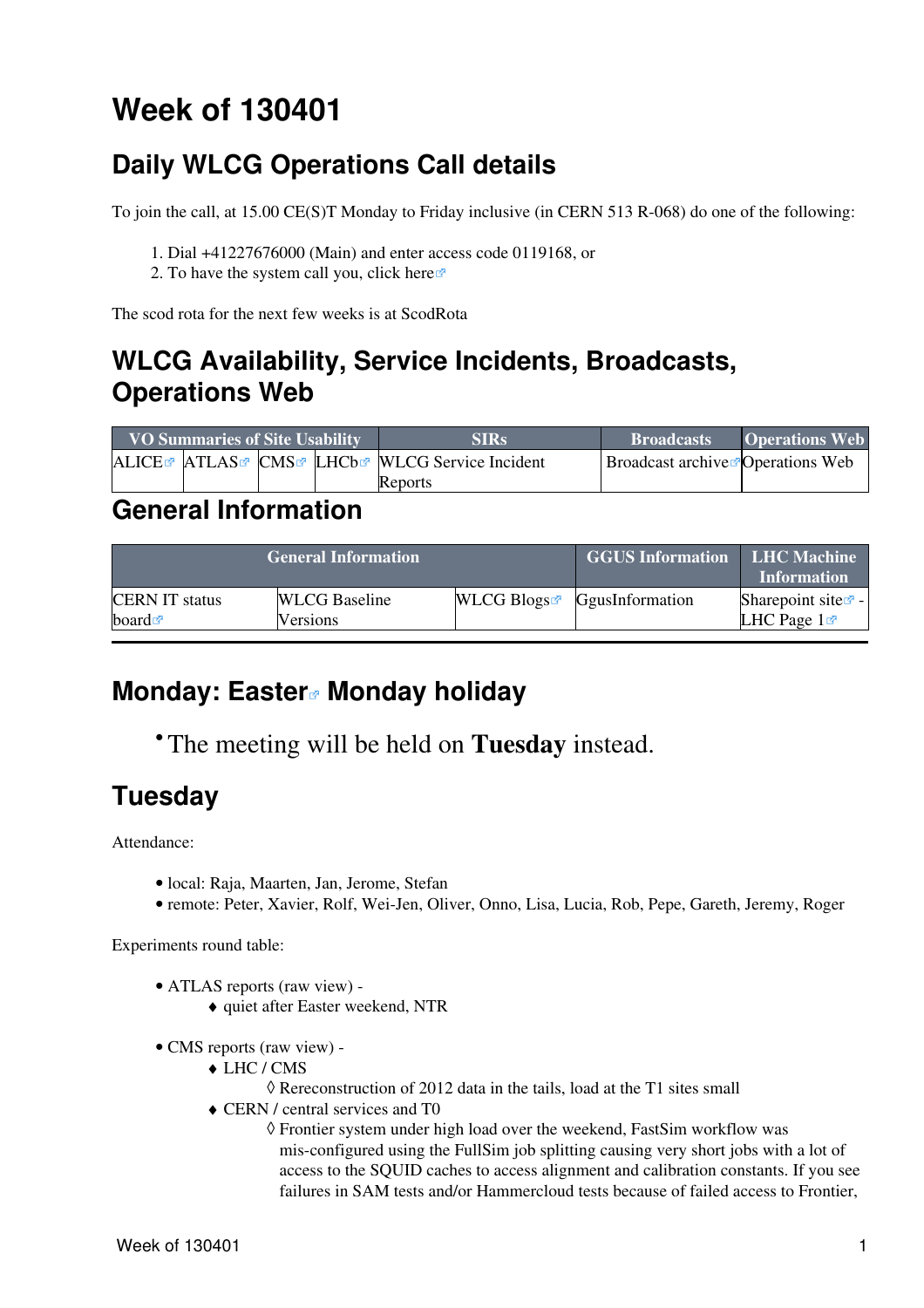# Week of 130401

## Daily WLCG Operations Call details

To join the call, at 15.00 CE(S)T Monday to Friday inclusive (in CERN 513 R-068) do one of the following:

1. Dial +41227676000 (Main) and enter access code 0119168, or
2. To have the system call you, click here

The scod rota for the next few weeks is at ScodRota

## WLCG Availability, Service Incidents, Broadcasts, Operations Web

| VO Summaries of Site Usability | | | | SIRs | Broadcasts | Operations Web |
|---|---|---|---|---|---|---|
| ALICE | ATLAS | CMS | LHCb | WLCG Service Incident Reports | Broadcast archive | Operations Web |

## General Information

| General Information | | | GGUS Information | LHC Machine Information |
|---|---|---|---|---|
| CERN IT status board | WLCG Baseline Versions | WLCG Blogs | GgusInformation | Sharepoint site - LHC Page 1 |

---

## Monday: Easter Monday holiday

- The meeting will be held on **Tuesday** instead.

## Tuesday

Attendance:

- local: Raja, Maarten, Jan, Jerome, Stefan
- remote: Peter, Xavier, Rolf, Wei-Jen, Oliver, Onno, Lisa, Lucia, Rob, Pepe, Gareth, Jeremy, Roger

Experiments round table:

- ATLAS reports (raw view) -
  - quiet after Easter weekend, NTR
- CMS reports (raw view) -
  - LHC / CMS
    - Rereconstruction of 2012 data in the tails, load at the T1 sites small
  - CERN / central services and T0
    - Frontier system under high load over the weekend, FastSim workflow was mis-configured using the FullSim job splitting causing very short jobs with a lot of access to the SQUID caches to access alignment and calibration constants. If you see failures in SAM tests and/or Hammercloud tests because of failed access to Frontier,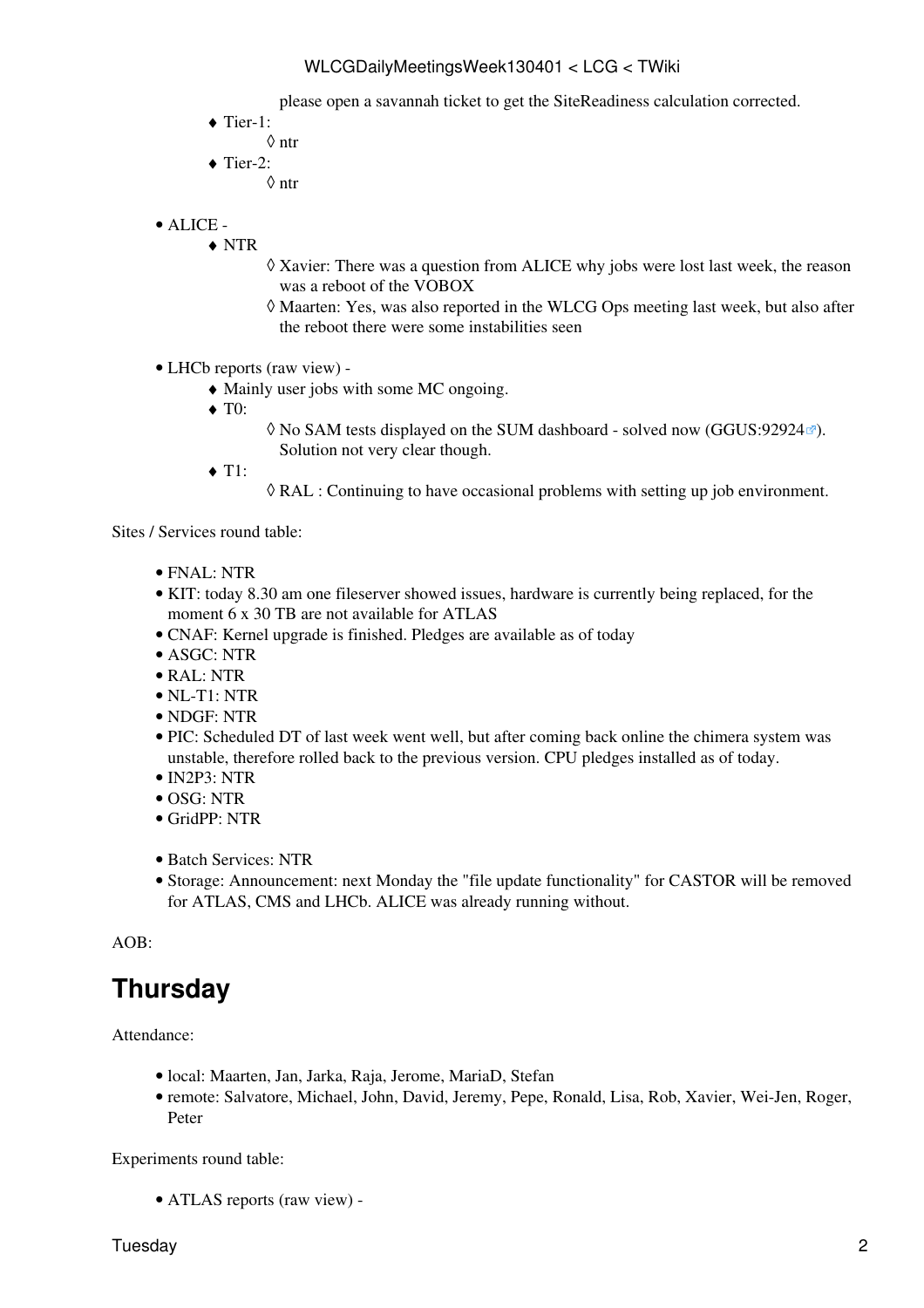please open a savannah ticket to get the SiteReadiness calculation corrected.
    - Tier-1:
        - ntr
    - Tier-2:
        - ntr

- ALICE -
    - NTR
        - Xavier: There was a question from ALICE why jobs were lost last week, the reason was a reboot of the VOBOX
        - Maarten: Yes, was also reported in the WLCG Ops meeting last week, but also after the reboot there were some instabilities seen

- LHCb reports (raw view) -
    - Mainly user jobs with some MC ongoing.
    - T0:
        - No SAM tests displayed on the SUM dashboard - solved now (GGUS:92924). Solution not very clear though.
    - T1:
        - RAL : Continuing to have occasional problems with setting up job environment.

Sites / Services round table:

- FNAL: NTR
- KIT: today 8.30 am one fileserver showed issues, hardware is currently being replaced, for the moment 6 x 30 TB are not available for ATLAS
- CNAF: Kernel upgrade is finished. Pledges are available as of today
- ASGC: NTR
- RAL: NTR
- NL-T1: NTR
- NDGF: NTR
- PIC: Scheduled DT of last week went well, but after coming back online the chimera system was unstable, therefore rolled back to the previous version. CPU pledges installed as of today.
- IN2P3: NTR
- OSG: NTR
- GridPP: NTR

- Batch Services: NTR
- Storage: Announcement: next Monday the "file update functionality" for CASTOR will be removed for ATLAS, CMS and LHCb. ALICE was already running without.

AOB:

## Thursday

Attendance:

- local: Maarten, Jan, Jarka, Raja, Jerome, MariaD, Stefan
- remote: Salvatore, Michael, John, David, Jeremy, Pepe, Ronald, Lisa, Rob, Xavier, Wei-Jen, Roger, Peter

Experiments round table:

- ATLAS reports (raw view) -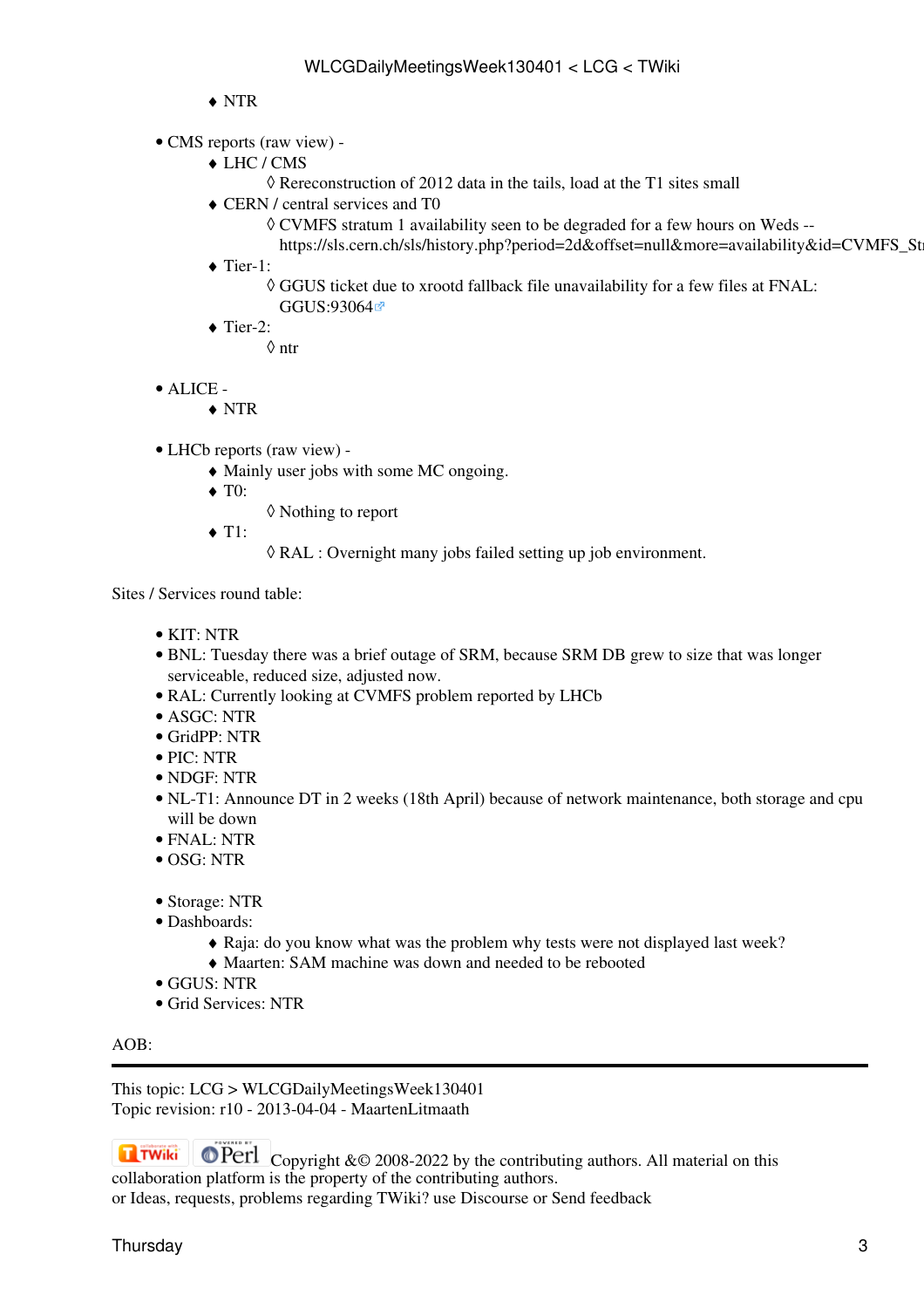- NTR

- CMS reports (raw view) -
    - LHC / CMS
        - ◊ Rereconstruction of 2012 data in the tails, load at the T1 sites small
    - CERN / central services and T0
        - ◊ CVMFS stratum 1 availability seen to be degraded for a few hours on Weds -- https://sls.cern.ch/sls/history.php?period=2d&offset=null&more=availability&id=CVMFS_Str
    - Tier-1:
        - ◊ GGUS ticket due to xrootd fallback file unavailability for a few files at FNAL: GGUS:93064
    - Tier-2:
        - ◊ ntr

- ALICE -
    - NTR

- LHCb reports (raw view) -
    - Mainly user jobs with some MC ongoing.
    - T0:
        - ◊ Nothing to report
    - T1:
        - ◊ RAL : Overnight many jobs failed setting up job environment.

Sites / Services round table:

- KIT: NTR
- BNL: Tuesday there was a brief outage of SRM, because SRM DB grew to size that was longer serviceable, reduced size, adjusted now.
- RAL: Currently looking at CVMFS problem reported by LHCb
- ASGC: NTR
- GridPP: NTR
- PIC: NTR
- NDGF: NTR
- NL-T1: Announce DT in 2 weeks (18th April) because of network maintenance, both storage and cpu will be down
- FNAL: NTR
- OSG: NTR

- Storage: NTR
- Dashboards:
    - Raja: do you know what was the problem why tests were not displayed last week?
    - Maarten: SAM machine was down and needed to be rebooted
- GGUS: NTR
- Grid Services: NTR

AOB:

---

This topic: LCG > WLCGDailyMeetingsWeek130401
Topic revision: r10 - 2013-04-04 - MaartenLitmaath

Copyright &© 2008-2022 by the contributing authors. All material on this collaboration platform is the property of the contributing authors.
or Ideas, requests, problems regarding TWiki? use Discourse or Send feedback